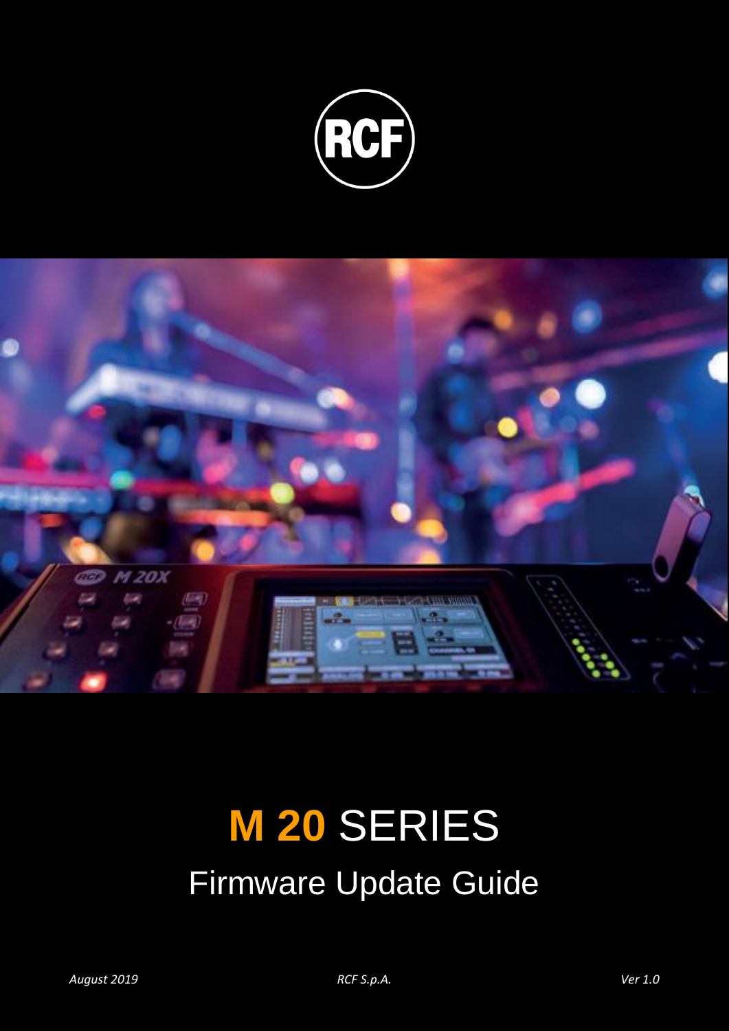# M 20 SERIES

## Firmware Update Guide

*August 2019* *RCF S.p.A.* *Ver 1.0*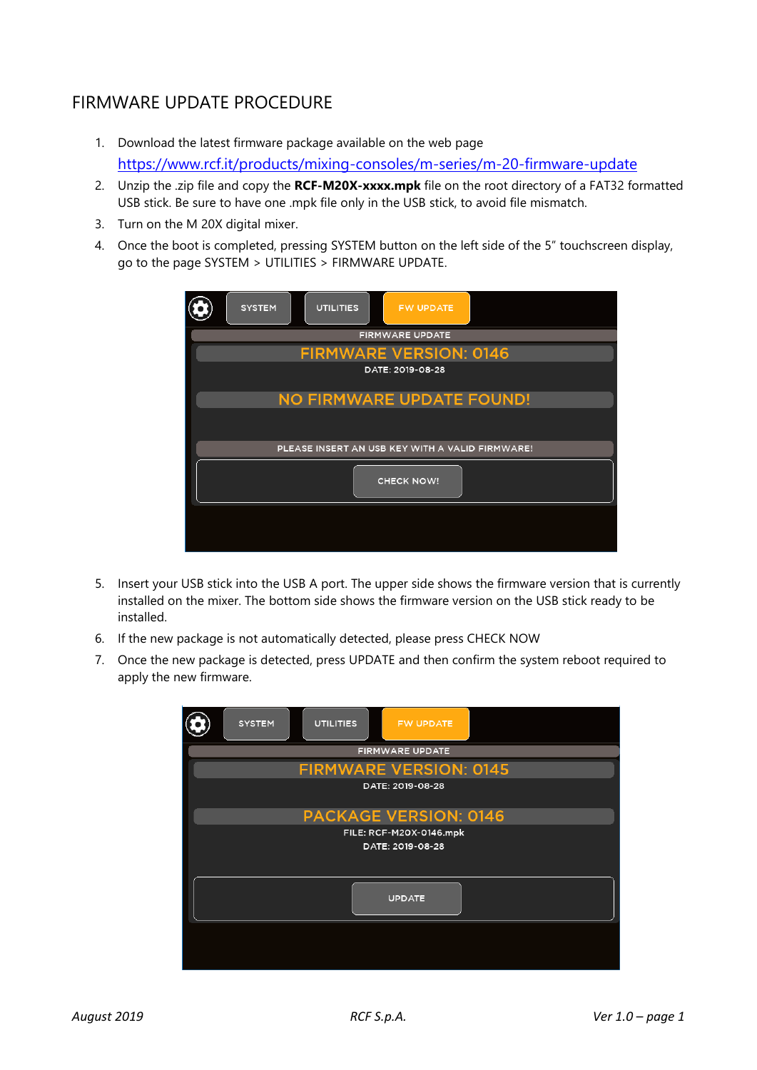# FIRMWARE UPDATE PROCEDURE

1. Download the latest firmware package available on the web page [https://www.rcf.it/products/mixing-consoles/m-series/m-20-firmware-update](https://www.rcf.it/products/mixing-consoles/m-series/m-20-firmware-update)
2. Unzip the .zip file and copy the **RCF-M20X-xxxx.mpk** file on the root directory of a FAT32 formatted USB stick. Be sure to have one .mpk file only in the USB stick, to avoid file mismatch.
3. Turn on the M 20X digital mixer.
4. Once the boot is completed, pressing SYSTEM button on the left side of the 5" touchscreen display, go to the page SYSTEM > UTILITIES > FIRMWARE UPDATE.

5. Insert your USB stick into the USB A port. The upper side shows the firmware version that is currently installed on the mixer. The bottom side shows the firmware version on the USB stick ready to be installed.
6. If the new package is not automatically detected, please press CHECK NOW
7. Once the new package is detected, press UPDATE and then confirm the system reboot required to apply the new firmware.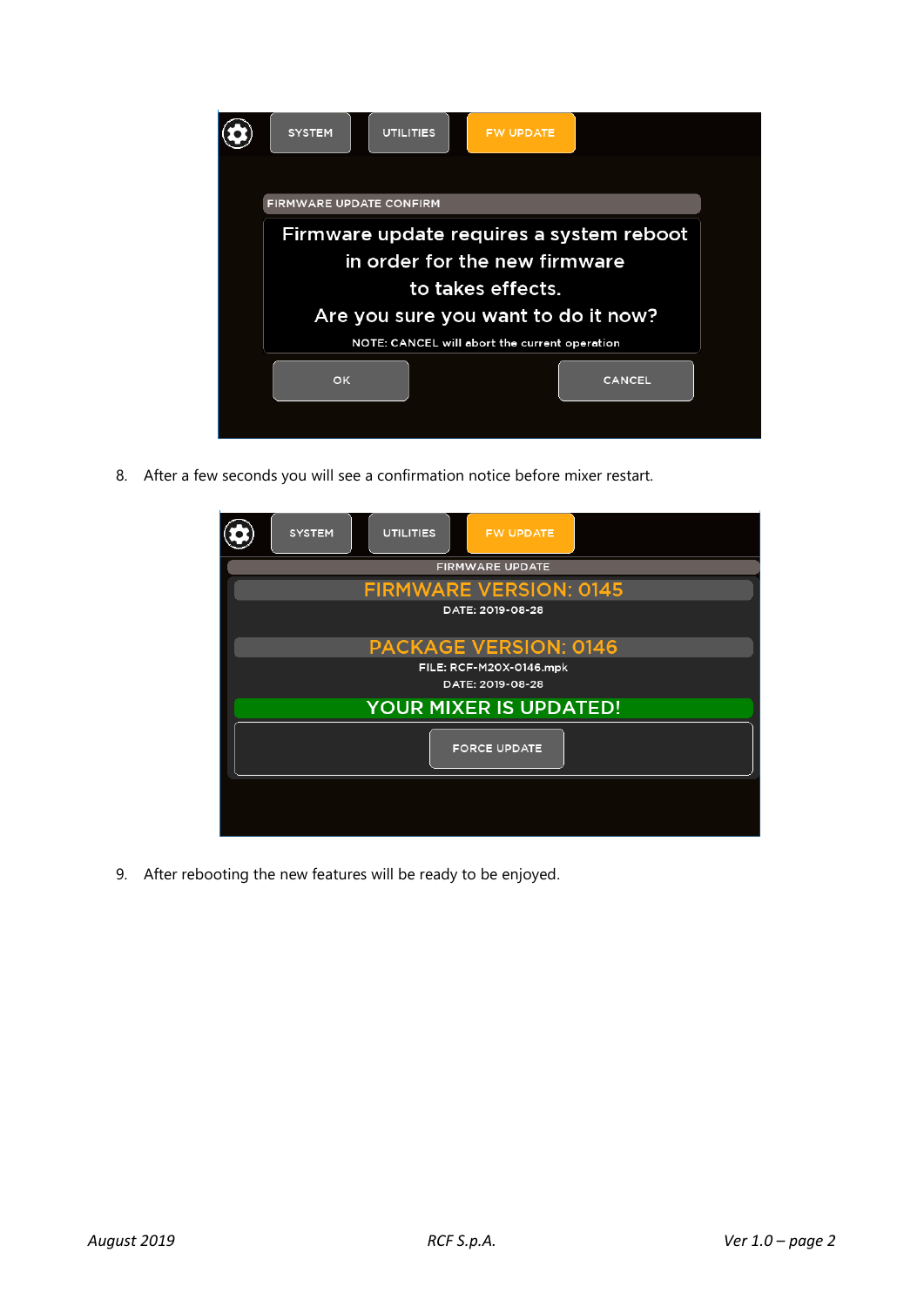FIRMWARE UPDATE CONFIRM

Firmware update requires a system reboot in order for the new firmware to takes effects.
Are you sure you want to do it now?

NOTE: CANCEL will abort the current operation

OK CANCEL

8. After a few seconds you will see a confirmation notice before mixer restart.

FIRMWARE UPDATE

FIRMWARE VERSION: 0145
DATE: 2019-08-28

PACKAGE VERSION: 0146
FILE: RCF-M20X-0146.mpk
DATE: 2019-08-28

YOUR MIXER IS UPDATED!

FORCE UPDATE

9. After rebooting the new features will be ready to be enjoyed.